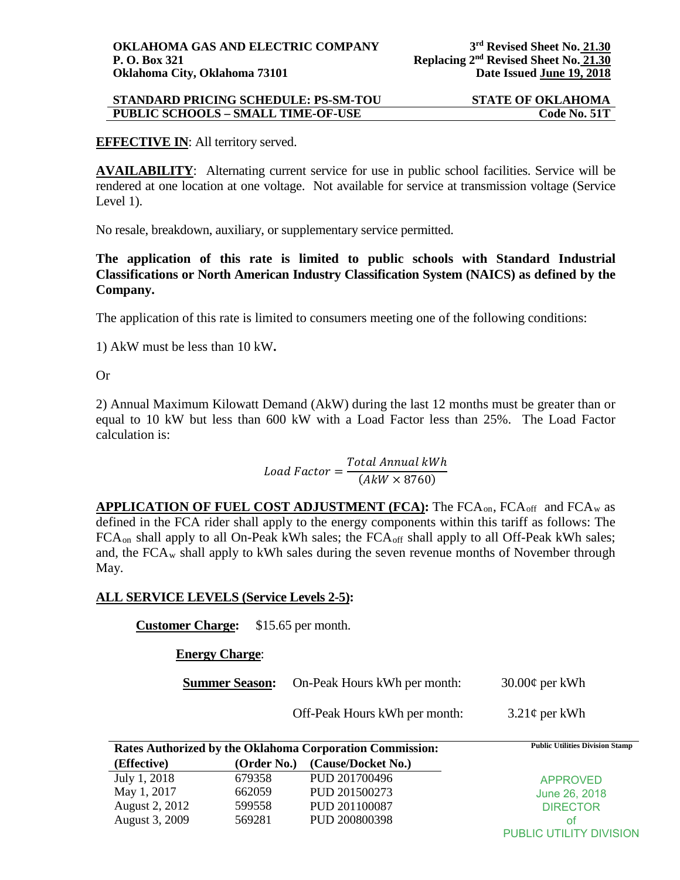**OKLAHOMA GAS AND ELECTRIC COMPANY**
**P. O. Box 321**
**Oklahoma City, Oklahoma 73101**

**3rd Revised Sheet No. 21.30**
**Replacing 2nd Revised Sheet No. 21.30**
**Date Issued June 19, 2018**

**STANDARD PRICING SCHEDULE: PS-SM-TOU** — **STATE OF OKLAHOMA**
**PUBLIC SCHOOLS – SMALL TIME-OF-USE** — **Code No. 51T**

**EFFECTIVE IN**: All territory served.

**AVAILABILITY**: Alternating current service for use in public school facilities. Service will be rendered at one location at one voltage. Not available for service at transmission voltage (Service Level 1).

No resale, breakdown, auxiliary, or supplementary service permitted.

**The application of this rate is limited to public schools with Standard Industrial Classifications or North American Industry Classification System (NAICS) as defined by the Company.**

The application of this rate is limited to consumers meeting one of the following conditions:

1) AkW must be less than 10 kW**.**

Or

2) Annual Maximum Kilowatt Demand (AkW) during the last 12 months must be greater than or equal to 10 kW but less than 600 kW with a Load Factor less than 25%. The Load Factor calculation is:

$$Load\ Factor = \frac{Total\ Annual\ kWh}{(AkW \times 8760)}$$

**APPLICATION OF FUEL COST ADJUSTMENT (FCA):** The $FCA_{on}$, $FCA_{off}$ and $FCA_{w}$ as defined in the FCA rider shall apply to the energy components within this tariff as follows: The $FCA_{on}$ shall apply to all On-Peak kWh sales; the $FCA_{off}$ shall apply to all Off-Peak kWh sales; and, the $FCA_{w}$ shall apply to kWh sales during the seven revenue months of November through May.

**ALL SERVICE LEVELS (Service Levels 2-5):**

**Customer Charge:** $15.65 per month.

**Energy Charge**:

| | | |
|---|---|---|
| **Summer Season:** | On-Peak Hours kWh per month: | 30.00¢ per kWh |
| | Off-Peak Hours kWh per month: | 3.21¢ per kWh |

**Rates Authorized by the Oklahoma Corporation Commission:**

| (Effective) | (Order No.) | (Cause/Docket No.) |
|---|---|---|
| July 1, 2018 | 679358 | PUD 201700496 |
| May 1, 2017 | 662059 | PUD 201500273 |
| August 2, 2012 | 599558 | PUD 201100087 |
| August 3, 2009 | 569281 | PUD 200800398 |

Public Utilities Division Stamp

APPROVED
June 26, 2018
DIRECTOR
of
PUBLIC UTILITY DIVISION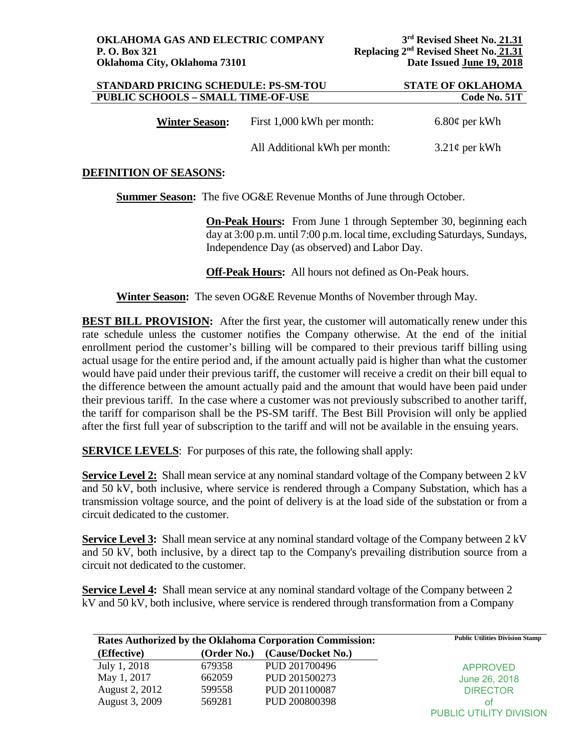**OKLAHOMA GAS AND ELECTRIC COMPANY**
**P. O. Box 321**
**Oklahoma City, Oklahoma 73101**

**3rd Revised Sheet No. 21.31**
**Replacing 2nd Revised Sheet No. 21.31**
**Date Issued June 19, 2018**

**STANDARD PRICING SCHEDULE: PS-SM-TOU** — **STATE OF OKLAHOMA**
**PUBLIC SCHOOLS – SMALL TIME-OF-USE** — **Code No. 51T**

| **Winter Season:** | First 1,000 kWh per month: | 6.80¢ per kWh |
|---|---|---|
| | All Additional kWh per month: | 3.21¢ per kWh |

**DEFINITION OF SEASONS:**

**Summer Season:** The five OG&E Revenue Months of June through October.

**On-Peak Hours:** From June 1 through September 30, beginning each day at 3:00 p.m. until 7:00 p.m. local time, excluding Saturdays, Sundays, Independence Day (as observed) and Labor Day.

**Off-Peak Hours:** All hours not defined as On-Peak hours.

**Winter Season:** The seven OG&E Revenue Months of November through May.

**BEST BILL PROVISION:** After the first year, the customer will automatically renew under this rate schedule unless the customer notifies the Company otherwise. At the end of the initial enrollment period the customer's billing will be compared to their previous tariff billing using actual usage for the entire period and, if the amount actually paid is higher than what the customer would have paid under their previous tariff, the customer will receive a credit on their bill equal to the difference between the amount actually paid and the amount that would have been paid under their previous tariff. In the case where a customer was not previously subscribed to another tariff, the tariff for comparison shall be the PS-SM tariff. The Best Bill Provision will only be applied after the first full year of subscription to the tariff and will not be available in the ensuing years.

**SERVICE LEVELS**: For purposes of this rate, the following shall apply:

**Service Level 2:** Shall mean service at any nominal standard voltage of the Company between 2 kV and 50 kV, both inclusive, where service is rendered through a Company Substation, which has a transmission voltage source, and the point of delivery is at the load side of the substation or from a circuit dedicated to the customer.

**Service Level 3:** Shall mean service at any nominal standard voltage of the Company between 2 kV and 50 kV, both inclusive, by a direct tap to the Company's prevailing distribution source from a circuit not dedicated to the customer.

**Service Level 4:** Shall mean service at any nominal standard voltage of the Company between 2 kV and 50 kV, both inclusive, where service is rendered through transformation from a Company

| **Rates Authorized by the Oklahoma Corporation Commission:** | | |
|---|---|---|
| **(Effective)** | **(Order No.)** | **(Cause/Docket No.)** |
| July 1, 2018 | 679358 | PUD 201700496 |
| May 1, 2017 | 662059 | PUD 201500273 |
| August 2, 2012 | 599558 | PUD 201100087 |
| August 3, 2009 | 569281 | PUD 200800398 |

**Public Utilities Division Stamp**

APPROVED
June 26, 2018
DIRECTOR
of
PUBLIC UTILITY DIVISION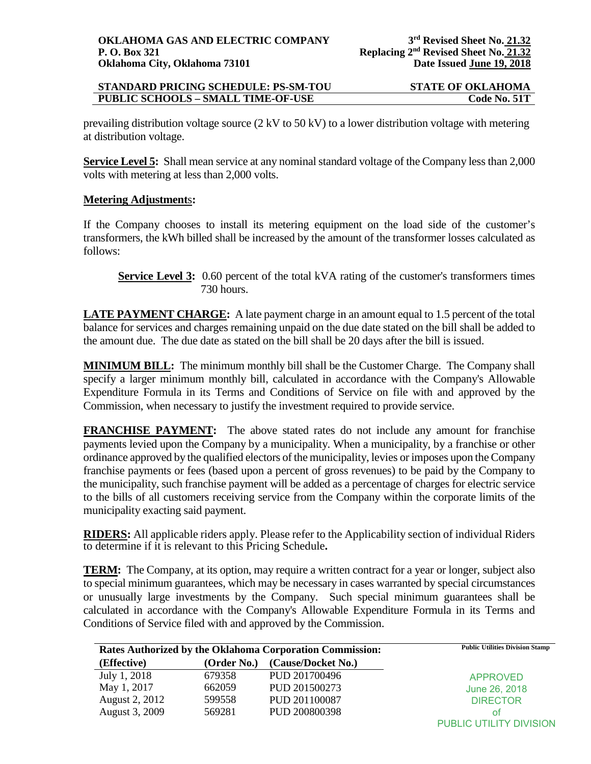prevailing distribution voltage source (2 kV to 50 kV) to a lower distribution voltage with metering at distribution voltage.

**Service Level 5:** Shall mean service at any nominal standard voltage of the Company less than 2,000 volts with metering at less than 2,000 volts.

**Metering Adjustments:**

If the Company chooses to install its metering equipment on the load side of the customer's transformers, the kWh billed shall be increased by the amount of the transformer losses calculated as follows:

> **Service Level 3:** 0.60 percent of the total kVA rating of the customer's transformers times 730 hours.

**LATE PAYMENT CHARGE:** A late payment charge in an amount equal to 1.5 percent of the total balance for services and charges remaining unpaid on the due date stated on the bill shall be added to the amount due. The due date as stated on the bill shall be 20 days after the bill is issued.

**MINIMUM BILL:** The minimum monthly bill shall be the Customer Charge. The Company shall specify a larger minimum monthly bill, calculated in accordance with the Company's Allowable Expenditure Formula in its Terms and Conditions of Service on file with and approved by the Commission, when necessary to justify the investment required to provide service.

**FRANCHISE PAYMENT:** The above stated rates do not include any amount for franchise payments levied upon the Company by a municipality. When a municipality, by a franchise or other ordinance approved by the qualified electors of the municipality, levies or imposes upon the Company franchise payments or fees (based upon a percent of gross revenues) to be paid by the Company to the municipality, such franchise payment will be added as a percentage of charges for electric service to the bills of all customers receiving service from the Company within the corporate limits of the municipality exacting said payment.

**RIDERS:** All applicable riders apply. Please refer to the Applicability section of individual Riders to determine if it is relevant to this Pricing Schedule**.**

**TERM:** The Company, at its option, may require a written contract for a year or longer, subject also to special minimum guarantees, which may be necessary in cases warranted by special circumstances or unusually large investments by the Company. Such special minimum guarantees shall be calculated in accordance with the Company's Allowable Expenditure Formula in its Terms and Conditions of Service filed with and approved by the Commission.

**Rates Authorized by the Oklahoma Corporation Commission:**

| (Effective) | (Order No.) | (Cause/Docket No.) |
|---|---|---|
| July 1, 2018 | 679358 | PUD 201700496 |
| May 1, 2017 | 662059 | PUD 201500273 |
| August 2, 2012 | 599558 | PUD 201100087 |
| August 3, 2009 | 569281 | PUD 200800398 |

Public Utilities Division Stamp

APPROVED
June 26, 2018
DIRECTOR
of
PUBLIC UTILITY DIVISION